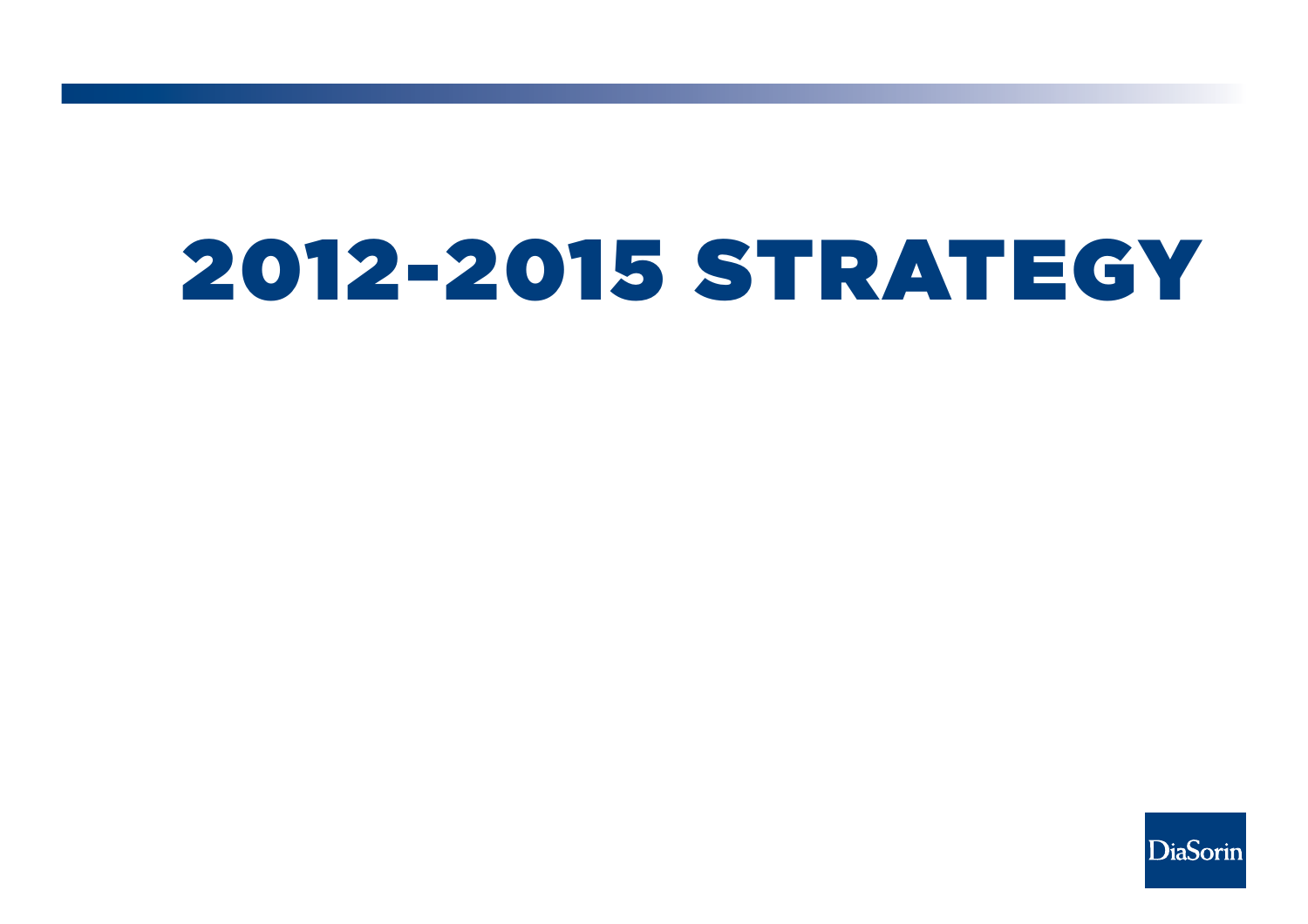# 2012-2015 STRATEGY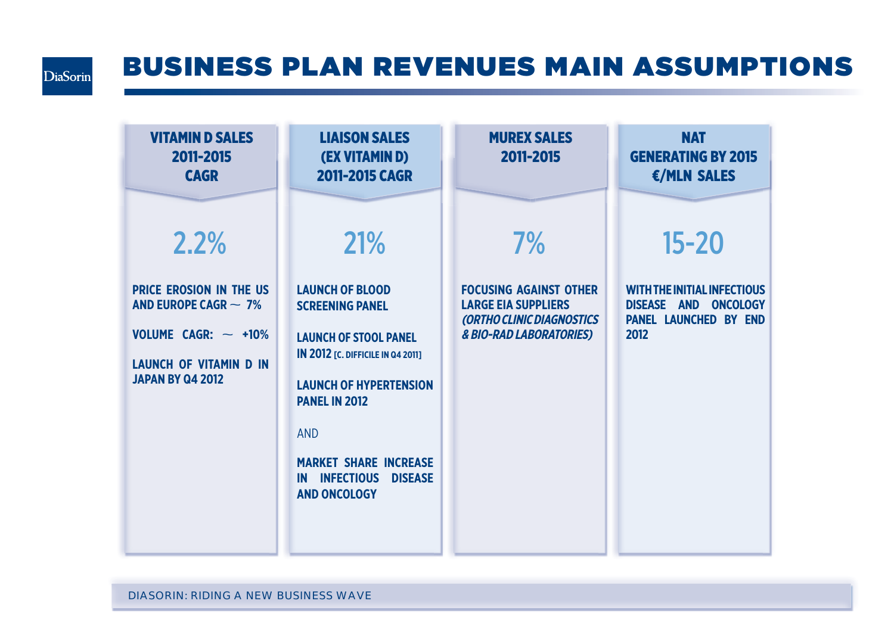# BUSINESS PLAN REVENUES MAIN ASSUMPTIONS

## VITAMIN D SALES 2011-2015 CAGR

**2.2%**

**PRICE EROSION IN THE US AND EUROPE CAGR ~ 7%**

**VOLUME CAGR: ~ +10%**

**LAUNCH OF VITAMIN D IN JAPAN BY Q4 2012**

## LIAISON SALES (EX VITAMIN D) 2011-2015 CAGR

**21%**

**LAUNCH OF BLOOD SCREENING PANEL**

**LAUNCH OF STOOL PANEL IN 2012** [C. DIFFICILE IN Q4 2011]

**LAUNCH OF HYPERTENSION PANEL IN 2012**

AND

**MARKET SHARE INCREASE IN INFECTIOUS DISEASE AND ONCOLOGY**

## MUREX SALES 2011-2015

**7%**

**FOCUSING AGAINST OTHER LARGE EIA SUPPLIERS *(ORTHO CLINIC DIAGNOSTICS & BIO-RAD LABORATORIES)***

## NAT GENERATING BY 2015 €/MLN SALES

**15-20**

**WITH THE INITIAL INFECTIOUS DISEASE AND ONCOLOGY PANEL LAUNCHED BY END 2012**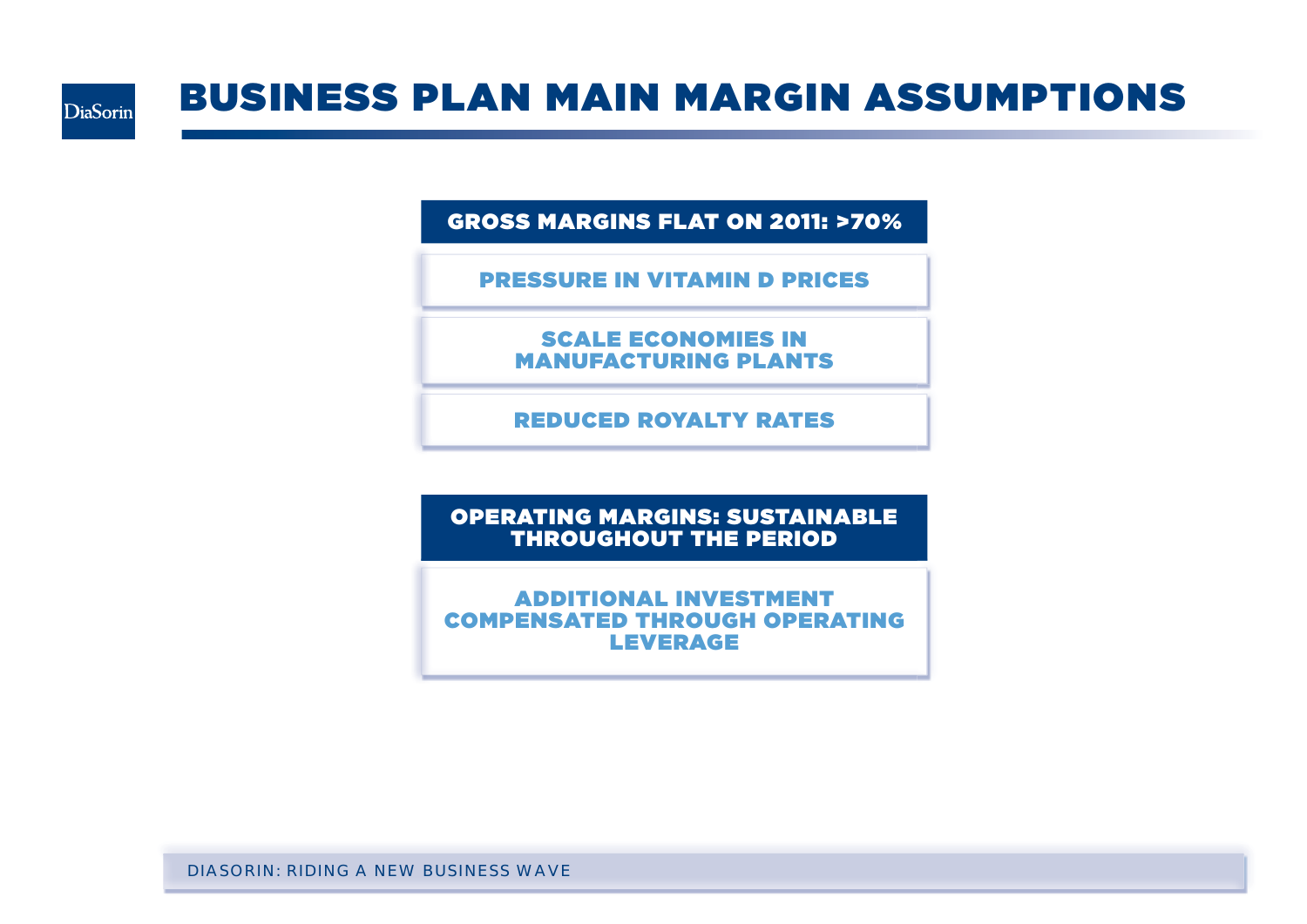# BUSINESS PLAN MAIN MARGIN ASSUMPTIONS

## GROSS MARGINS FLAT ON 2011: >70%

- PRESSURE IN VITAMIN D PRICES
- SCALE ECONOMIES IN MANUFACTURING PLANTS
- REDUCED ROYALTY RATES

## OPERATING MARGINS: SUSTAINABLE THROUGHOUT THE PERIOD

- ADDITIONAL INVESTMENT COMPENSATED THROUGH OPERATING LEVERAGE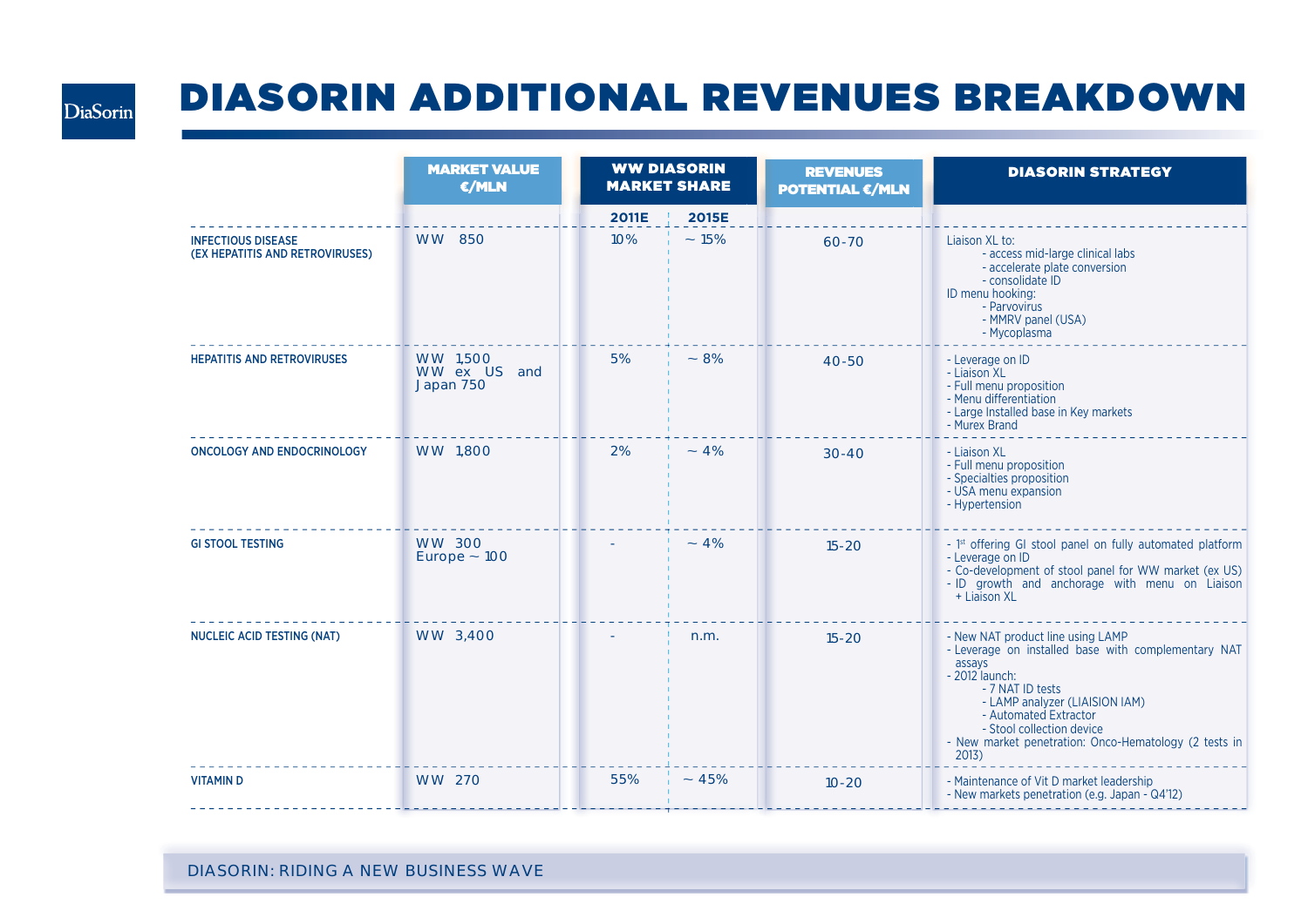# DIASORIN ADDITIONAL REVENUES BREAKDOWN

| | MARKET VALUE €/MLN | WW DIASORIN MARKET SHARE | | REVENUES POTENTIAL €/MLN | DIASORIN STRATEGY |
|---|---|---|---|---|---|
| | | 2011E | 2015E | | |
| INFECTIOUS DISEASE (EX HEPATITIS AND RETROVIRUSES) | WW 850 | 10% | ~ 15% | 60-70 | Liaison XL to:<br>- access mid-large clinical labs<br>- accelerate plate conversion<br>- consolidate ID<br>ID menu hooking:<br>- Parvovirus<br>- MMRV panel (USA)<br>- Mycoplasma |
| HEPATITIS AND RETROVIRUSES | WW 1,500<br>WW ex US and Japan 750 | 5% | ~ 8% | 40-50 | - Leverage on ID<br>- Liaison XL<br>- Full menu proposition<br>- Menu differentiation<br>- Large Installed base in Key markets<br>- Murex Brand |
| ONCOLOGY AND ENDOCRINOLOGY | WW 1,800 | 2% | ~ 4% | 30-40 | - Liaison XL<br>- Full menu proposition<br>- Specialties proposition<br>- USA menu expansion<br>- Hypertension |
| GI STOOL TESTING | WW 300<br>Europe ~ 100 | - | ~ 4% | 15-20 | - 1st offering GI stool panel on fully automated platform<br>- Leverage on ID<br>- Co-development of stool panel for WW market (ex US)<br>- ID growth and anchorage with menu on Liaison + Liaison XL |
| NUCLEIC ACID TESTING (NAT) | WW 3,400 | - | n.m. | 15-20 | - New NAT product line using LAMP<br>- Leverage on installed base with complementary NAT assays<br>- 2012 launch:<br>- 7 NAT ID tests<br>- LAMP analyzer (LIAISION IAM)<br>- Automated Extractor<br>- Stool collection device<br>- New market penetration: Onco-Hematology (2 tests in 2013) |
| VITAMIN D | WW 270 | 55% | ~ 45% | 10-20 | - Maintenance of Vit D market leadership<br>- New markets penetration (e.g. Japan - Q4'12) |

DIASORIN: RIDING A NEW BUSINESS WAVE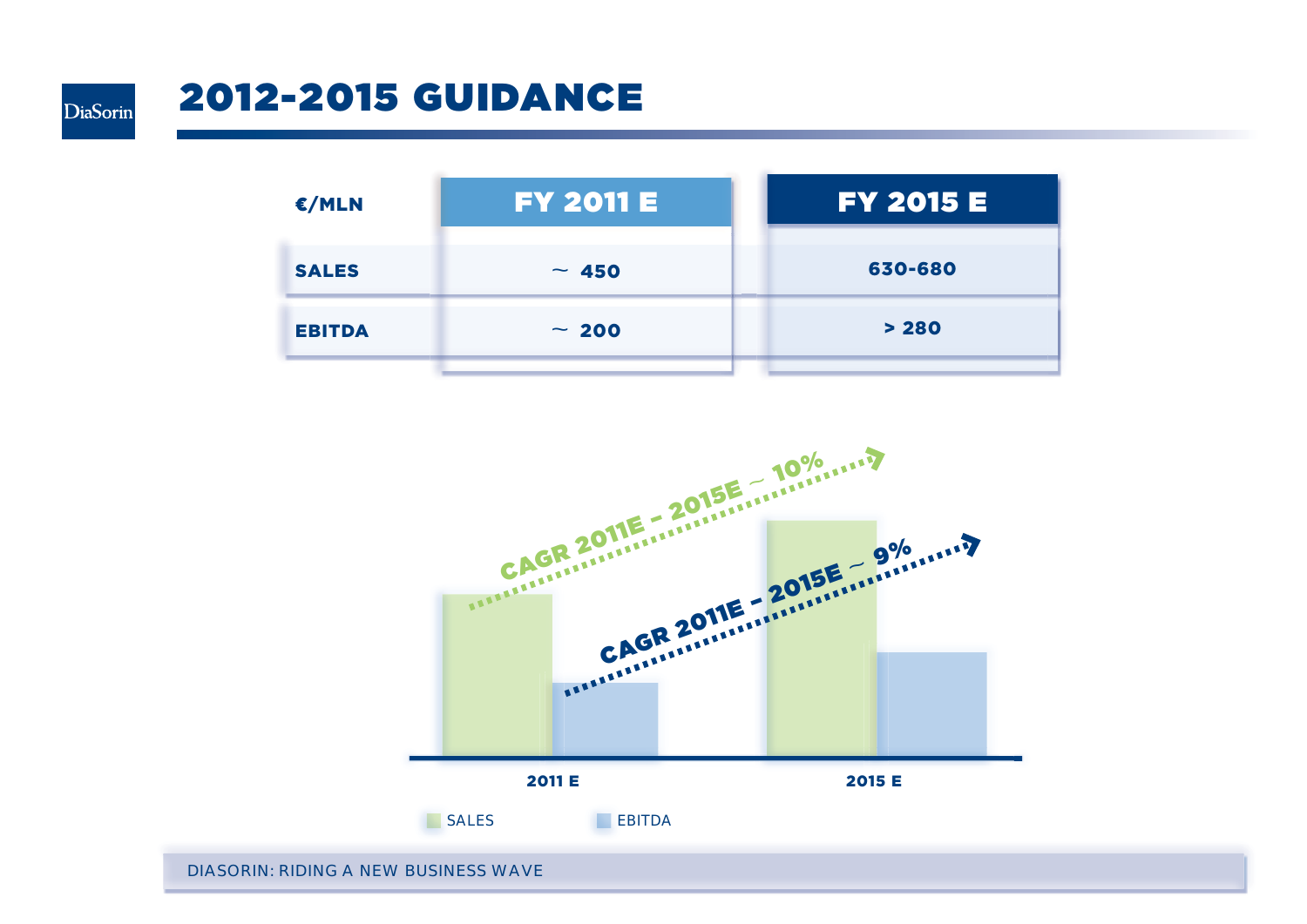# 2012-2015 GUIDANCE

| €/MLN | FY 2011 E | FY 2015 E |
|---|---|---|
| SALES | ~ 450 | 630-680 |
| EBITDA | ~ 200 | > 280 |

CAGR 2011E – 2015E ~ 10%

CAGR 2011E – 2015E ~ 9%

2011 E

2015 E

SALES

EBITDA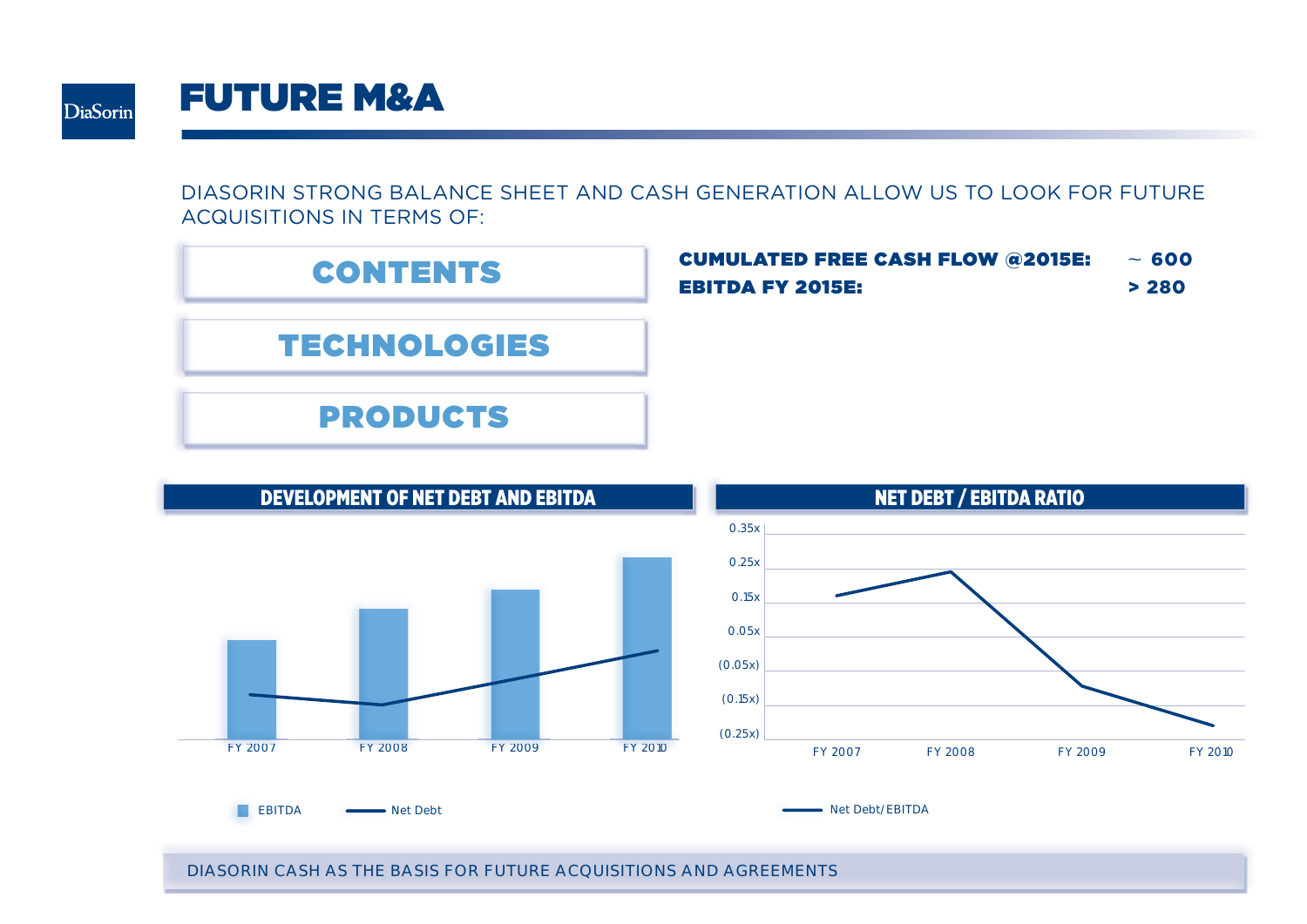# FUTURE M&A

DIASORIN STRONG BALANCE SHEET AND CASH GENERATION ALLOW US TO LOOK FOR FUTURE ACQUISITIONS IN TERMS OF:

- **CONTENTS**
- **TECHNOLOGIES**
- **PRODUCTS**

| | |
|---|---|
| **CUMULATED FREE CASH FLOW @2015E:** | **~ 600** |
| **EBITDA FY 2015E:** | **> 280** |

## DEVELOPMENT OF NET DEBT AND EBITDA

FY 2007 · FY 2008 · FY 2009 · FY 2010

EBITDA — Net Debt

## NET DEBT / EBITDA RATIO

0.35x · 0.25x · 0.15x · 0.05x · (0.05x) · (0.15x) · (0.25x)

FY 2007 · FY 2008 · FY 2009 · FY 2010

Net Debt/EBITDA

DIASORIN CASH AS THE BASIS FOR FUTURE ACQUISITIONS AND AGREEMENTS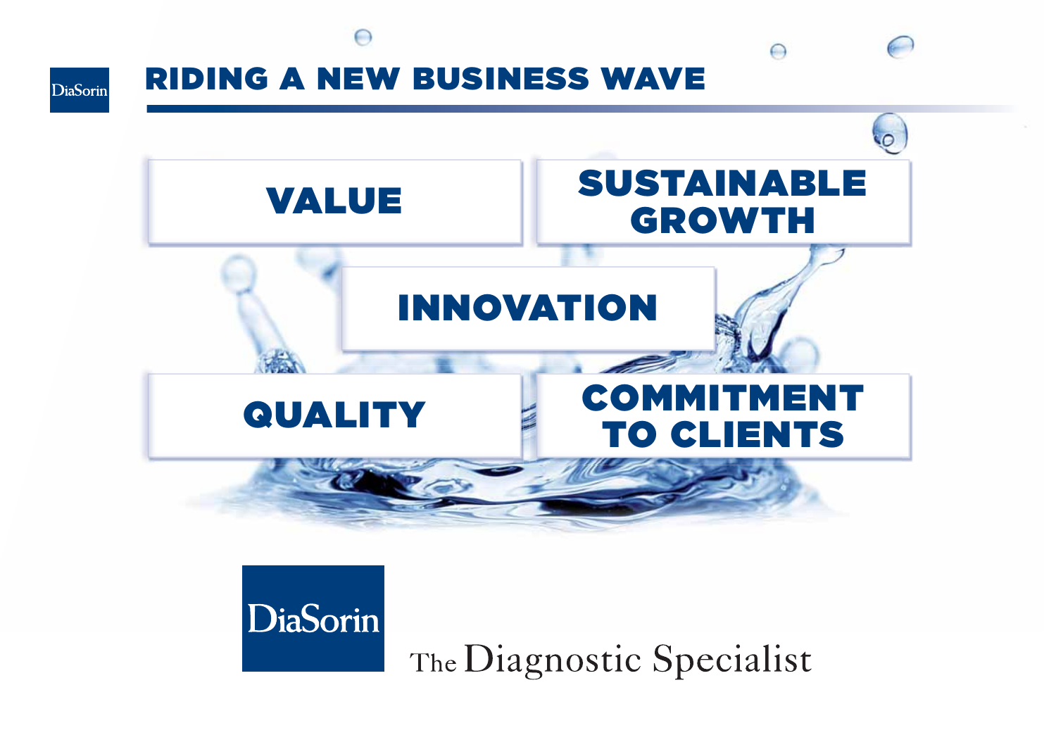# RIDING A NEW BUSINESS WAVE

VALUE

SUSTAINABLE GROWTH

INNOVATION

QUALITY

COMMITMENT TO CLIENTS

DiaSorin

The Diagnostic Specialist